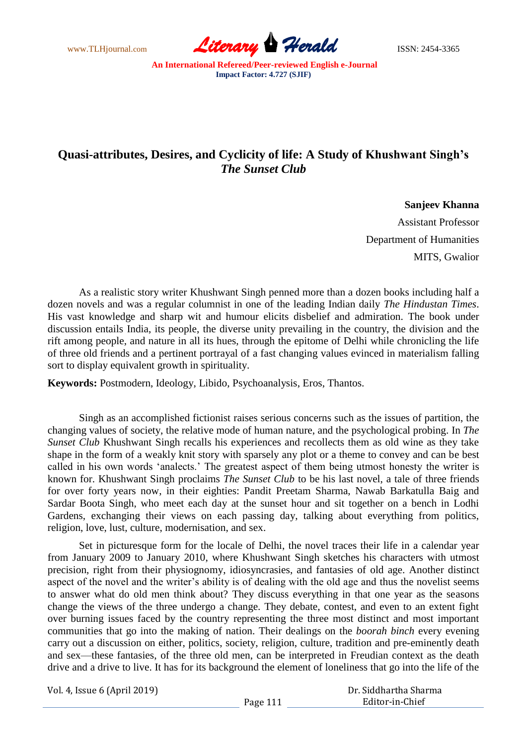# Quasi-attributes, Desires, and Cyclicity of life: A Study of Khushwant Singh's *The Sunset Club*

**Sanjeev Khanna**

Assistant Professor

Department of Humanities

MITS, Gwalior

As a realistic story writer Khushwant Singh penned more than a dozen books including half a dozen novels and was a regular columnist in one of the leading Indian daily *The Hindustan Times*. His vast knowledge and sharp wit and humour elicits disbelief and admiration. The book under discussion entails India, its people, the diverse unity prevailing in the country, the division and the rift among people, and nature in all its hues, through the epitome of Delhi while chronicling the life of three old friends and a pertinent portrayal of a fast changing values evinced in materialism falling sort to display equivalent growth in spirituality.

**Keywords:** Postmodern, Ideology, Libido, Psychoanalysis, Eros, Thantos.

Singh as an accomplished fictionist raises serious concerns such as the issues of partition, the changing values of society, the relative mode of human nature, and the psychological probing. In *The Sunset Club* Khushwant Singh recalls his experiences and recollects them as old wine as they take shape in the form of a weakly knit story with sparsely any plot or a theme to convey and can be best called in his own words 'analects.' The greatest aspect of them being utmost honesty the writer is known for. Khushwant Singh proclaims *The Sunset Club* to be his last novel, a tale of three friends for over forty years now, in their eighties: Pandit Preetam Sharma, Nawab Barkatulla Baig and Sardar Boota Singh, who meet each day at the sunset hour and sit together on a bench in Lodhi Gardens, exchanging their views on each passing day, talking about everything from politics, religion, love, lust, culture, modernisation, and sex.

Set in picturesque form for the locale of Delhi, the novel traces their life in a calendar year from January 2009 to January 2010, where Khushwant Singh sketches his characters with utmost precision, right from their physiognomy, idiosyncrasies, and fantasies of old age. Another distinct aspect of the novel and the writer's ability is of dealing with the old age and thus the novelist seems to answer what do old men think about? They discuss everything in that one year as the seasons change the views of the three undergo a change. They debate, contest, and even to an extent fight over burning issues faced by the country representing the three most distinct and most important communities that go into the making of nation. Their dealings on the *boorah binch* every evening carry out a discussion on either, politics, society, religion, culture, tradition and pre-eminently death and sex—these fantasies, of the three old men, can be interpreted in Freudian context as the death drive and a drive to live. It has for its background the element of loneliness that go into the life of the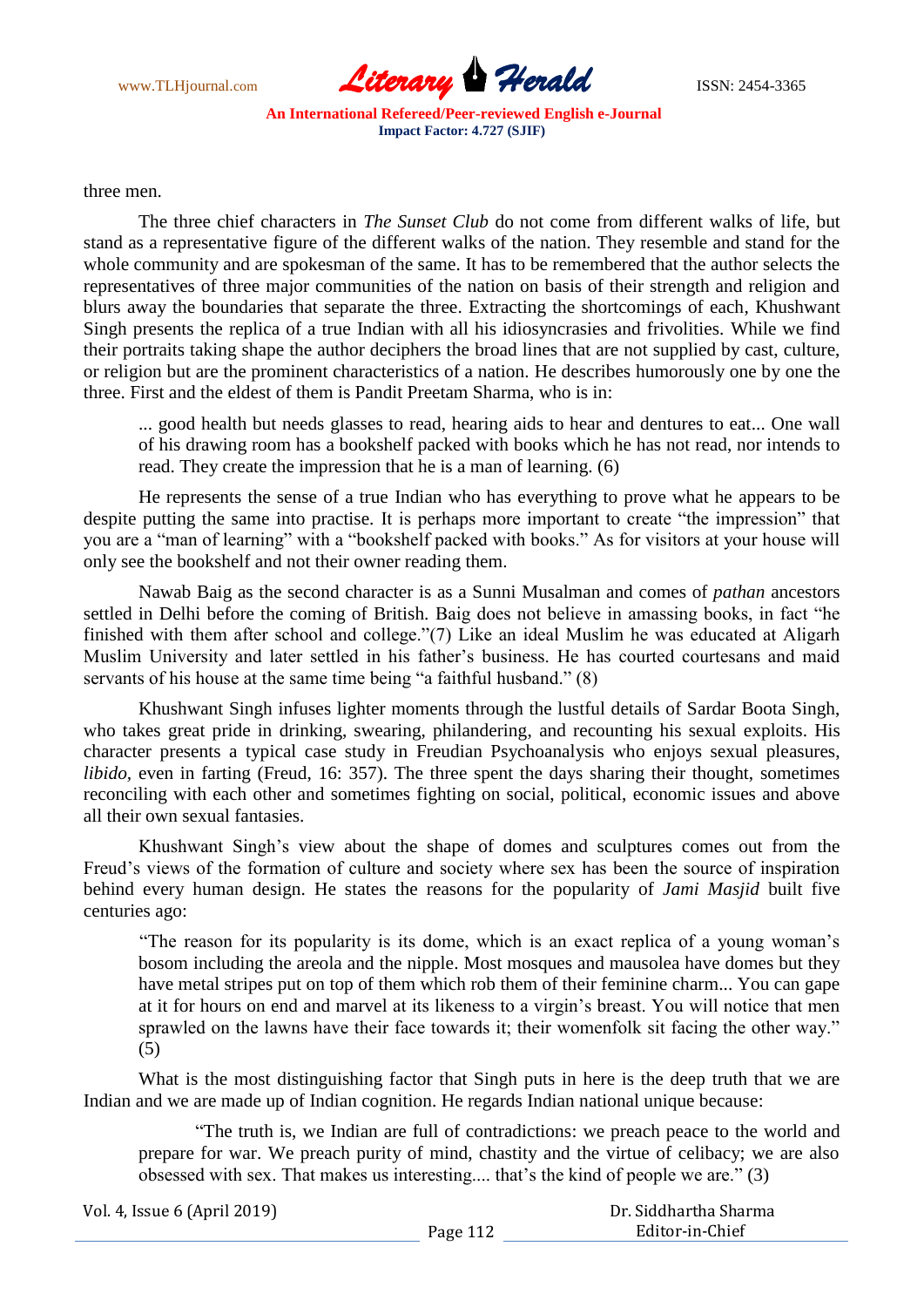three men.

The three chief characters in *The Sunset Club* do not come from different walks of life, but stand as a representative figure of the different walks of the nation. They resemble and stand for the whole community and are spokesman of the same. It has to be remembered that the author selects the representatives of three major communities of the nation on basis of their strength and religion and blurs away the boundaries that separate the three. Extracting the shortcomings of each, Khushwant Singh presents the replica of a true Indian with all his idiosyncrasies and frivolities. While we find their portraits taking shape the author deciphers the broad lines that are not supplied by cast, culture, or religion but are the prominent characteristics of a nation. He describes humorously one by one the three. First and the eldest of them is Pandit Preetam Sharma, who is in:

> ... good health but needs glasses to read, hearing aids to hear and dentures to eat... One wall of his drawing room has a bookshelf packed with books which he has not read, nor intends to read. They create the impression that he is a man of learning. (6)

He represents the sense of a true Indian who has everything to prove what he appears to be despite putting the same into practise. It is perhaps more important to create "the impression" that you are a "man of learning" with a "bookshelf packed with books." As for visitors at your house will only see the bookshelf and not their owner reading them.

Nawab Baig as the second character is as a Sunni Musalman and comes of *pathan* ancestors settled in Delhi before the coming of British. Baig does not believe in amassing books, in fact "he finished with them after school and college."(7) Like an ideal Muslim he was educated at Aligarh Muslim University and later settled in his father's business. He has courted courtesans and maid servants of his house at the same time being "a faithful husband." (8)

Khushwant Singh infuses lighter moments through the lustful details of Sardar Boota Singh, who takes great pride in drinking, swearing, philandering, and recounting his sexual exploits. His character presents a typical case study in Freudian Psychoanalysis who enjoys sexual pleasures, *libido*, even in farting (Freud, 16: 357). The three spent the days sharing their thought, sometimes reconciling with each other and sometimes fighting on social, political, economic issues and above all their own sexual fantasies.

Khushwant Singh's view about the shape of domes and sculptures comes out from the Freud's views of the formation of culture and society where sex has been the source of inspiration behind every human design. He states the reasons for the popularity of *Jami Masjid* built five centuries ago:

> "The reason for its popularity is its dome, which is an exact replica of a young woman's bosom including the areola and the nipple. Most mosques and mausolea have domes but they have metal stripes put on top of them which rob them of their feminine charm... You can gape at it for hours on end and marvel at its likeness to a virgin's breast. You will notice that men sprawled on the lawns have their face towards it; their womenfolk sit facing the other way." (5)

What is the most distinguishing factor that Singh puts in here is the deep truth that we are Indian and we are made up of Indian cognition. He regards Indian national unique because:

> "The truth is, we Indian are full of contradictions: we preach peace to the world and prepare for war. We preach purity of mind, chastity and the virtue of celibacy; we are also obsessed with sex. That makes us interesting.... that's the kind of people we are." (3)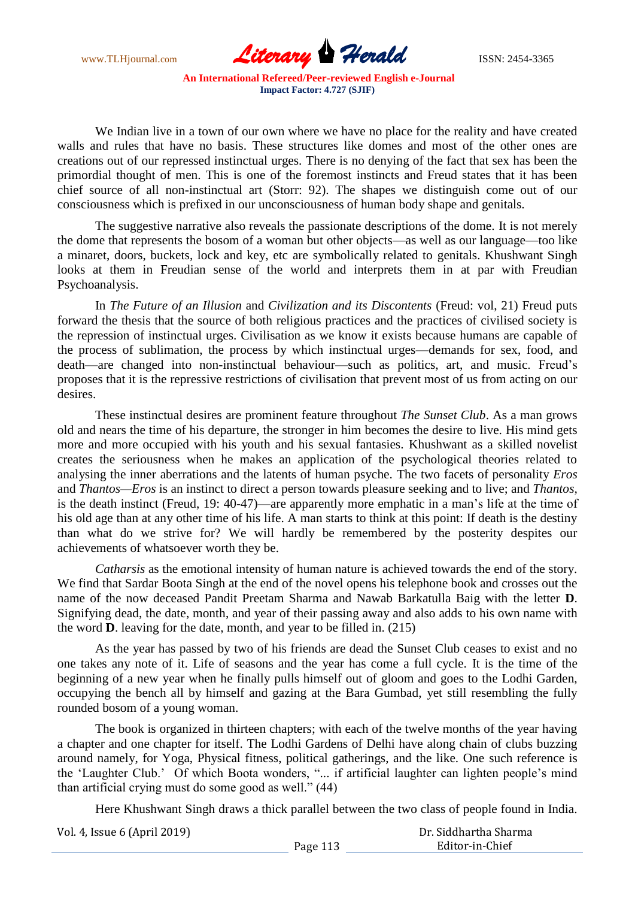We Indian live in a town of our own where we have no place for the reality and have created walls and rules that have no basis. These structures like domes and most of the other ones are creations out of our repressed instinctual urges. There is no denying of the fact that sex has been the primordial thought of men. This is one of the foremost instincts and Freud states that it has been chief source of all non-instinctual art (Storr: 92). The shapes we distinguish come out of our consciousness which is prefixed in our unconsciousness of human body shape and genitals.

The suggestive narrative also reveals the passionate descriptions of the dome. It is not merely the dome that represents the bosom of a woman but other objects—as well as our language—too like a minaret, doors, buckets, lock and key, etc are symbolically related to genitals. Khushwant Singh looks at them in Freudian sense of the world and interprets them in at par with Freudian Psychoanalysis.

In *The Future of an Illusion* and *Civilization and its Discontents* (Freud: vol, 21) Freud puts forward the thesis that the source of both religious practices and the practices of civilised society is the repression of instinctual urges. Civilisation as we know it exists because humans are capable of the process of sublimation, the process by which instinctual urges—demands for sex, food, and death—are changed into non-instinctual behaviour—such as politics, art, and music. Freud's proposes that it is the repressive restrictions of civilisation that prevent most of us from acting on our desires.

These instinctual desires are prominent feature throughout *The Sunset Club*. As a man grows old and nears the time of his departure, the stronger in him becomes the desire to live. His mind gets more and more occupied with his youth and his sexual fantasies. Khushwant as a skilled novelist creates the seriousness when he makes an application of the psychological theories related to analysing the inner aberrations and the latents of human psyche. The two facets of personality *Eros* and *Thantos*—*Eros* is an instinct to direct a person towards pleasure seeking and to live; and *Thantos*, is the death instinct (Freud, 19: 40-47)—are apparently more emphatic in a man's life at the time of his old age than at any other time of his life. A man starts to think at this point: If death is the destiny than what do we strive for? We will hardly be remembered by the posterity despites our achievements of whatsoever worth they be.

*Catharsis* as the emotional intensity of human nature is achieved towards the end of the story. We find that Sardar Boota Singh at the end of the novel opens his telephone book and crosses out the name of the now deceased Pandit Preetam Sharma and Nawab Barkatulla Baig with the letter **D**. Signifying dead, the date, month, and year of their passing away and also adds to his own name with the word **D**. leaving for the date, month, and year to be filled in. (215)

As the year has passed by two of his friends are dead the Sunset Club ceases to exist and no one takes any note of it. Life of seasons and the year has come a full cycle. It is the time of the beginning of a new year when he finally pulls himself out of gloom and goes to the Lodhi Garden, occupying the bench all by himself and gazing at the Bara Gumbad, yet still resembling the fully rounded bosom of a young woman.

The book is organized in thirteen chapters; with each of the twelve months of the year having a chapter and one chapter for itself. The Lodhi Gardens of Delhi have along chain of clubs buzzing around namely, for Yoga, Physical fitness, political gatherings, and the like. One such reference is the 'Laughter Club.' Of which Boota wonders, "... if artificial laughter can lighten people's mind than artificial crying must do some good as well." (44)

Here Khushwant Singh draws a thick parallel between the two class of people found in India.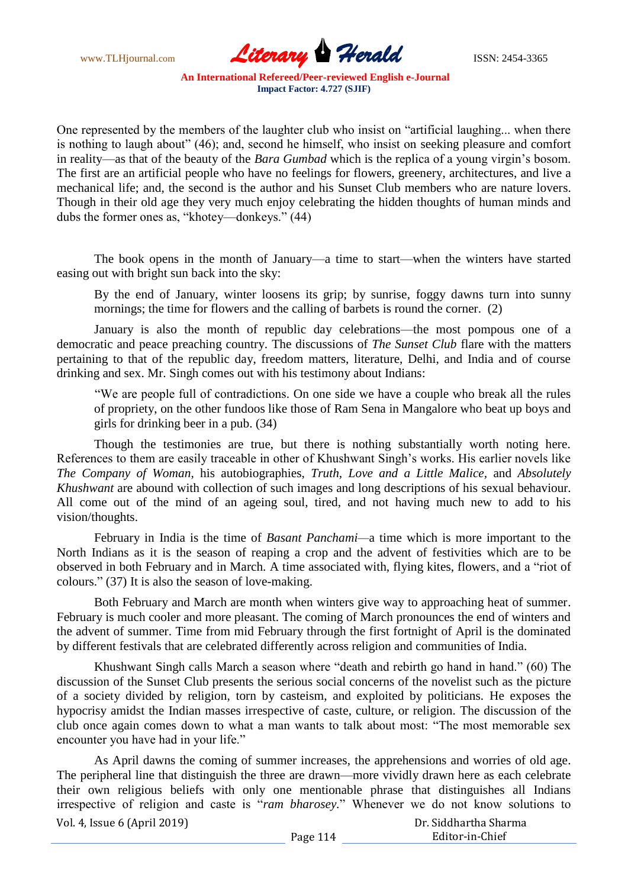One represented by the members of the laughter club who insist on "artificial laughing... when there is nothing to laugh about" (46); and, second he himself, who insist on seeking pleasure and comfort in reality—as that of the beauty of the *Bara Gumbad* which is the replica of a young virgin's bosom. The first are an artificial people who have no feelings for flowers, greenery, architectures, and live a mechanical life; and, the second is the author and his Sunset Club members who are nature lovers. Though in their old age they very much enjoy celebrating the hidden thoughts of human minds and dubs the former ones as, "khotey—donkeys." (44)

The book opens in the month of January—a time to start—when the winters have started easing out with bright sun back into the sky:

> By the end of January, winter loosens its grip; by sunrise, foggy dawns turn into sunny mornings; the time for flowers and the calling of barbets is round the corner. (2)

January is also the month of republic day celebrations—the most pompous one of a democratic and peace preaching country. The discussions of *The Sunset Club* flare with the matters pertaining to that of the republic day, freedom matters, literature, Delhi, and India and of course drinking and sex. Mr. Singh comes out with his testimony about Indians:

> "We are people full of contradictions. On one side we have a couple who break all the rules of propriety, on the other fundoos like those of Ram Sena in Mangalore who beat up boys and girls for drinking beer in a pub. (34)

Though the testimonies are true, but there is nothing substantially worth noting here. References to them are easily traceable in other of Khushwant Singh's works. His earlier novels like *The Company of Woman*, his autobiographies, *Truth, Love and a Little Malice,* and *Absolutely Khushwant* are abound with collection of such images and long descriptions of his sexual behaviour. All come out of the mind of an ageing soul, tired, and not having much new to add to his vision/thoughts.

February in India is the time of *Basant Panchami*—a time which is more important to the North Indians as it is the season of reaping a crop and the advent of festivities which are to be observed in both February and in March. A time associated with, flying kites, flowers, and a "riot of colours." (37) It is also the season of love-making.

Both February and March are month when winters give way to approaching heat of summer. February is much cooler and more pleasant. The coming of March pronounces the end of winters and the advent of summer. Time from mid February through the first fortnight of April is the dominated by different festivals that are celebrated differently across religion and communities of India.

Khushwant Singh calls March a season where "death and rebirth go hand in hand." (60) The discussion of the Sunset Club presents the serious social concerns of the novelist such as the picture of a society divided by religion, torn by casteism, and exploited by politicians. He exposes the hypocrisy amidst the Indian masses irrespective of caste, culture, or religion. The discussion of the club once again comes down to what a man wants to talk about most: "The most memorable sex encounter you have had in your life."

As April dawns the coming of summer increases, the apprehensions and worries of old age. The peripheral line that distinguish the three are drawn—more vividly drawn here as each celebrate their own religious beliefs with only one mentionable phrase that distinguishes all Indians irrespective of religion and caste is "*ram bharosey*." Whenever we do not know solutions to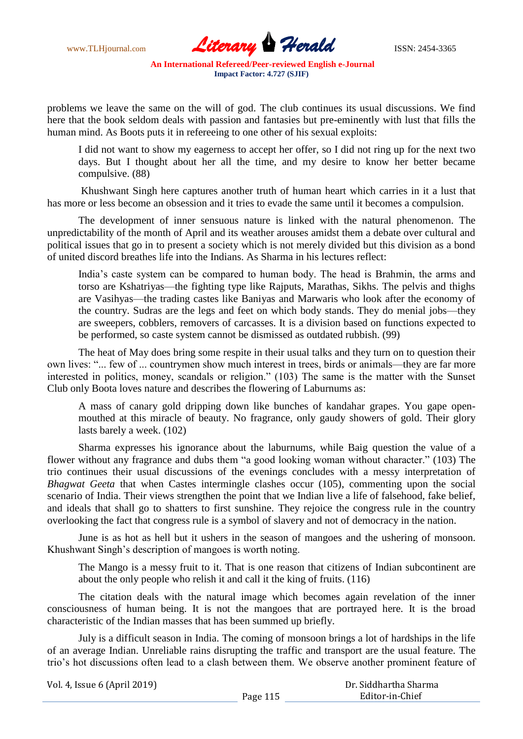problems we leave the same on the will of god. The club continues its usual discussions. We find here that the book seldom deals with passion and fantasies but pre-eminently with lust that fills the human mind. As Boots puts it in refereeing to one other of his sexual exploits:

> I did not want to show my eagerness to accept her offer, so I did not ring up for the next two days. But I thought about her all the time, and my desire to know her better became compulsive. (88)

Khushwant Singh here captures another truth of human heart which carries in it a lust that has more or less become an obsession and it tries to evade the same until it becomes a compulsion.

The development of inner sensuous nature is linked with the natural phenomenon. The unpredictability of the month of April and its weather arouses amidst them a debate over cultural and political issues that go in to present a society which is not merely divided but this division as a bond of united discord breathes life into the Indians. As Sharma in his lectures reflect:

> India's caste system can be compared to human body. The head is Brahmin, the arms and torso are Kshatriyas—the fighting type like Rajputs, Marathas, Sikhs. The pelvis and thighs are Vasihyas—the trading castes like Baniyas and Marwaris who look after the economy of the country. Sudras are the legs and feet on which body stands. They do menial jobs—they are sweepers, cobblers, removers of carcasses. It is a division based on functions expected to be performed, so caste system cannot be dismissed as outdated rubbish. (99)

The heat of May does bring some respite in their usual talks and they turn on to question their own lives: "... few of ... countrymen show much interest in trees, birds or animals—they are far more interested in politics, money, scandals or religion." (103) The same is the matter with the Sunset Club only Boota loves nature and describes the flowering of Laburnums as:

> A mass of canary gold dripping down like bunches of kandahar grapes. You gape open-mouthed at this miracle of beauty. No fragrance, only gaudy showers of gold. Their glory lasts barely a week. (102)

Sharma expresses his ignorance about the laburnums, while Baig question the value of a flower without any fragrance and dubs them "a good looking woman without character." (103) The trio continues their usual discussions of the evenings concludes with a messy interpretation of *Bhagwat Geeta* that when Castes intermingle clashes occur (105), commenting upon the social scenario of India. Their views strengthen the point that we Indian live a life of falsehood, fake belief, and ideals that shall go to shatters to first sunshine. They rejoice the congress rule in the country overlooking the fact that congress rule is a symbol of slavery and not of democracy in the nation.

June is as hot as hell but it ushers in the season of mangoes and the ushering of monsoon. Khushwant Singh's description of mangoes is worth noting.

> The Mango is a messy fruit to it. That is one reason that citizens of Indian subcontinent are about the only people who relish it and call it the king of fruits. (116)

The citation deals with the natural image which becomes again revelation of the inner consciousness of human being. It is not the mangoes that are portrayed here. It is the broad characteristic of the Indian masses that has been summed up briefly.

July is a difficult season in India. The coming of monsoon brings a lot of hardships in the life of an average Indian. Unreliable rains disrupting the traffic and transport are the usual feature. The trio's hot discussions often lead to a clash between them. We observe another prominent feature of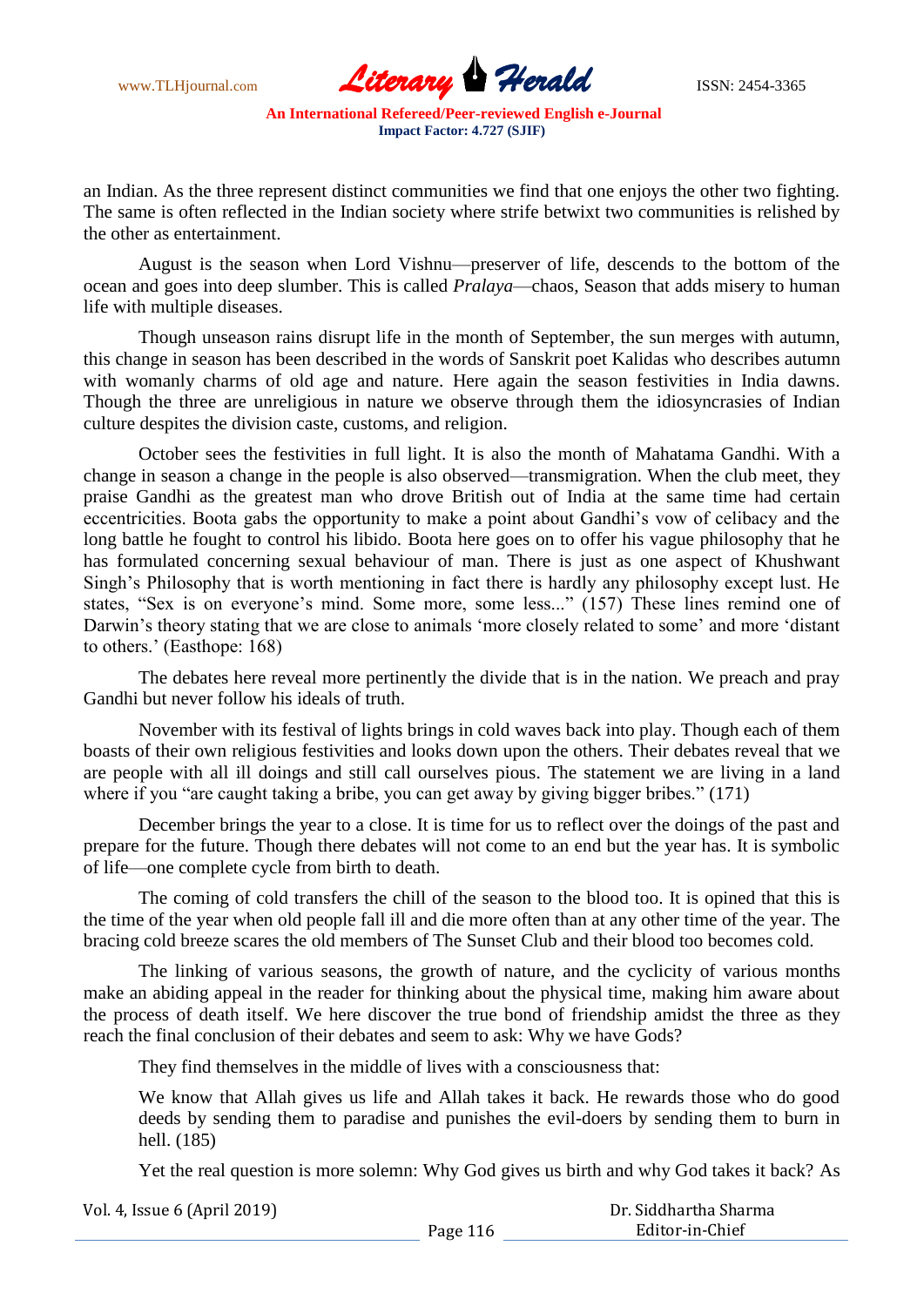an Indian. As the three represent distinct communities we find that one enjoys the other two fighting. The same is often reflected in the Indian society where strife betwixt two communities is relished by the other as entertainment.

August is the season when Lord Vishnu—preserver of life, descends to the bottom of the ocean and goes into deep slumber. This is called *Pralaya*—chaos, Season that adds misery to human life with multiple diseases.

Though unseason rains disrupt life in the month of September, the sun merges with autumn, this change in season has been described in the words of Sanskrit poet Kalidas who describes autumn with womanly charms of old age and nature. Here again the season festivities in India dawns. Though the three are unreligious in nature we observe through them the idiosyncrasies of Indian culture despites the division caste, customs, and religion.

October sees the festivities in full light. It is also the month of Mahatama Gandhi. With a change in season a change in the people is also observed—transmigration. When the club meet, they praise Gandhi as the greatest man who drove British out of India at the same time had certain eccentricities. Boota gabs the opportunity to make a point about Gandhi's vow of celibacy and the long battle he fought to control his libido. Boota here goes on to offer his vague philosophy that he has formulated concerning sexual behaviour of man. There is just as one aspect of Khushwant Singh's Philosophy that is worth mentioning in fact there is hardly any philosophy except lust. He states, "Sex is on everyone's mind. Some more, some less..." (157) These lines remind one of Darwin's theory stating that we are close to animals 'more closely related to some' and more 'distant to others.' (Easthope: 168)

The debates here reveal more pertinently the divide that is in the nation. We preach and pray Gandhi but never follow his ideals of truth.

November with its festival of lights brings in cold waves back into play. Though each of them boasts of their own religious festivities and looks down upon the others. Their debates reveal that we are people with all ill doings and still call ourselves pious. The statement we are living in a land where if you "are caught taking a bribe, you can get away by giving bigger bribes." (171)

December brings the year to a close. It is time for us to reflect over the doings of the past and prepare for the future. Though there debates will not come to an end but the year has. It is symbolic of life—one complete cycle from birth to death.

The coming of cold transfers the chill of the season to the blood too. It is opined that this is the time of the year when old people fall ill and die more often than at any other time of the year. The bracing cold breeze scares the old members of The Sunset Club and their blood too becomes cold.

The linking of various seasons, the growth of nature, and the cyclicity of various months make an abiding appeal in the reader for thinking about the physical time, making him aware about the process of death itself. We here discover the true bond of friendship amidst the three as they reach the final conclusion of their debates and seem to ask: Why we have Gods?

They find themselves in the middle of lives with a consciousness that:

> We know that Allah gives us life and Allah takes it back. He rewards those who do good deeds by sending them to paradise and punishes the evil-doers by sending them to burn in hell. (185)

Yet the real question is more solemn: Why God gives us birth and why God takes it back? As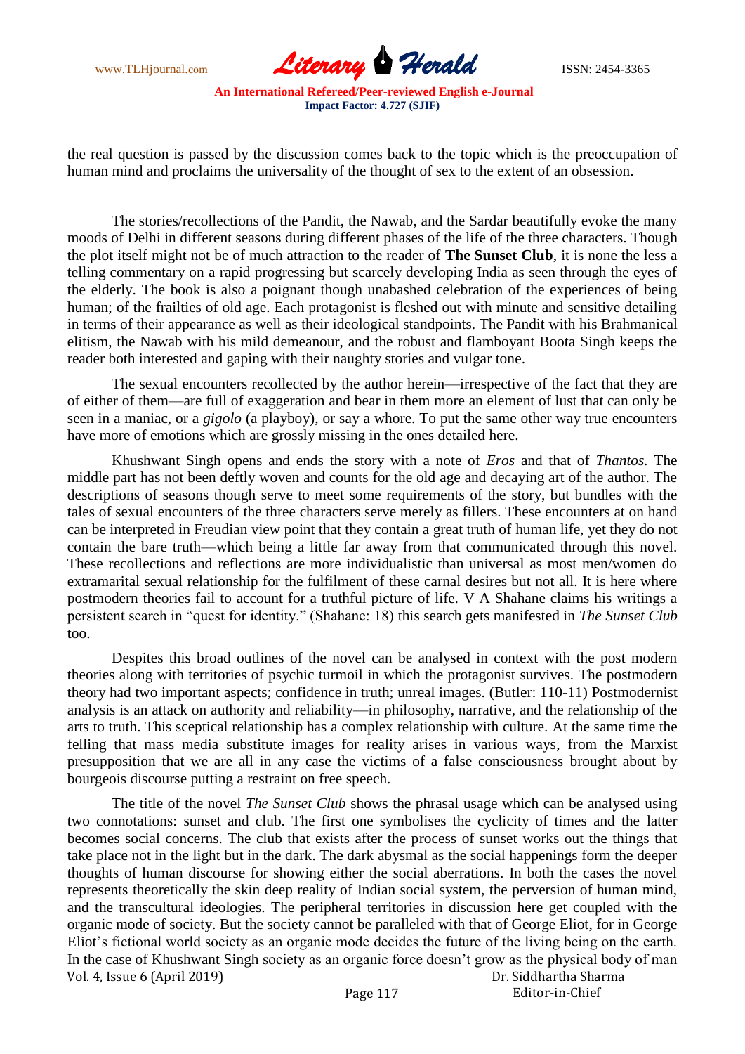the real question is passed by the discussion comes back to the topic which is the preoccupation of human mind and proclaims the universality of the thought of sex to the extent of an obsession.

The stories/recollections of the Pandit, the Nawab, and the Sardar beautifully evoke the many moods of Delhi in different seasons during different phases of the life of the three characters. Though the plot itself might not be of much attraction to the reader of **The Sunset Club**, it is none the less a telling commentary on a rapid progressing but scarcely developing India as seen through the eyes of the elderly. The book is also a poignant though unabashed celebration of the experiences of being human; of the frailties of old age. Each protagonist is fleshed out with minute and sensitive detailing in terms of their appearance as well as their ideological standpoints. The Pandit with his Brahmanical elitism, the Nawab with his mild demeanour, and the robust and flamboyant Boota Singh keeps the reader both interested and gaping with their naughty stories and vulgar tone.

The sexual encounters recollected by the author herein—irrespective of the fact that they are of either of them—are full of exaggeration and bear in them more an element of lust that can only be seen in a maniac, or a *gigolo* (a playboy), or say a whore. To put the same other way true encounters have more of emotions which are grossly missing in the ones detailed here.

Khushwant Singh opens and ends the story with a note of *Eros* and that of *Thantos*. The middle part has not been deftly woven and counts for the old age and decaying art of the author. The descriptions of seasons though serve to meet some requirements of the story, but bundles with the tales of sexual encounters of the three characters serve merely as fillers. These encounters at on hand can be interpreted in Freudian view point that they contain a great truth of human life, yet they do not contain the bare truth—which being a little far away from that communicated through this novel. These recollections and reflections are more individualistic than universal as most men/women do extramarital sexual relationship for the fulfilment of these carnal desires but not all. It is here where postmodern theories fail to account for a truthful picture of life. V A Shahane claims his writings a persistent search in "quest for identity." (Shahane: 18) this search gets manifested in *The Sunset Club* too.

Despites this broad outlines of the novel can be analysed in context with the post modern theories along with territories of psychic turmoil in which the protagonist survives. The postmodern theory had two important aspects; confidence in truth; unreal images. (Butler: 110-11) Postmodernist analysis is an attack on authority and reliability—in philosophy, narrative, and the relationship of the arts to truth. This sceptical relationship has a complex relationship with culture. At the same time the felling that mass media substitute images for reality arises in various ways, from the Marxist presupposition that we are all in any case the victims of a false consciousness brought about by bourgeois discourse putting a restraint on free speech.

The title of the novel *The Sunset Club* shows the phrasal usage which can be analysed using two connotations: sunset and club. The first one symbolises the cyclicity of times and the latter becomes social concerns. The club that exists after the process of sunset works out the things that take place not in the light but in the dark. The dark abysmal as the social happenings form the deeper thoughts of human discourse for showing either the social aberrations. In both the cases the novel represents theoretically the skin deep reality of Indian social system, the perversion of human mind, and the transcultural ideologies. The peripheral territories in discussion here get coupled with the organic mode of society. But the society cannot be paralleled with that of George Eliot, for in George Eliot's fictional world society as an organic mode decides the future of the living being on the earth. In the case of Khushwant Singh society as an organic force doesn't grow as the physical body of man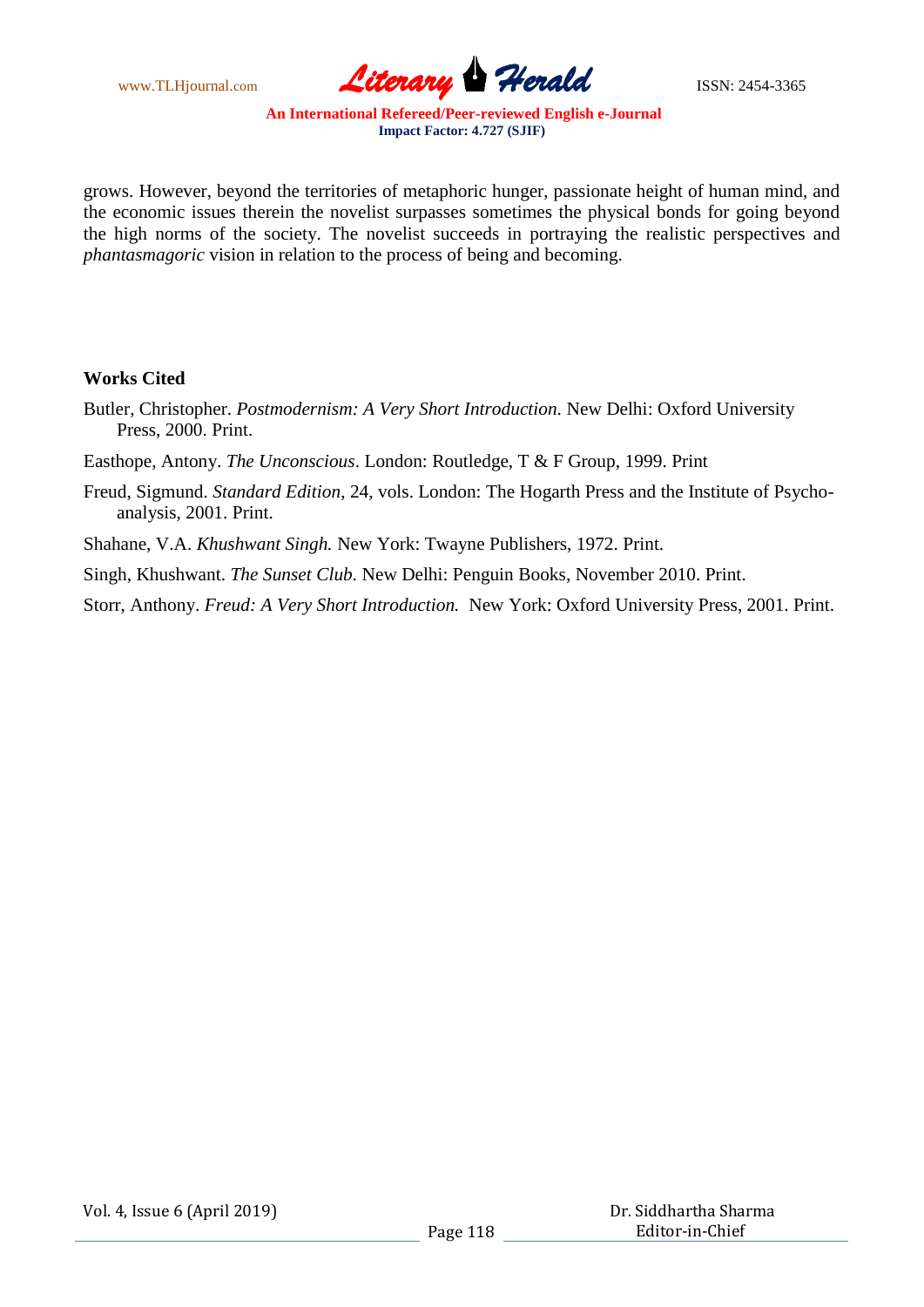grows. However, beyond the territories of metaphoric hunger, passionate height of human mind, and the economic issues therein the novelist surpasses sometimes the physical bonds for going beyond the high norms of the society. The novelist succeeds in portraying the realistic perspectives and *phantasmagoric* vision in relation to the process of being and becoming.

### Works Cited

Butler, Christopher. *Postmodernism: A Very Short Introduction*. New Delhi: Oxford University Press, 2000. Print.

Easthope, Antony. *The Unconscious*. London: Routledge, T & F Group, 1999. Print

Freud, Sigmund. *Standard Edition*, 24, vols. London: The Hogarth Press and the Institute of Psycho-analysis, 2001. Print.

Shahane, V.A. *Khushwant Singh.* New York: Twayne Publishers, 1972. Print.

Singh, Khushwant. *The Sunset Club*. New Delhi: Penguin Books, November 2010. Print.

Storr, Anthony. *Freud: A Very Short Introduction.* New York: Oxford University Press, 2001. Print.